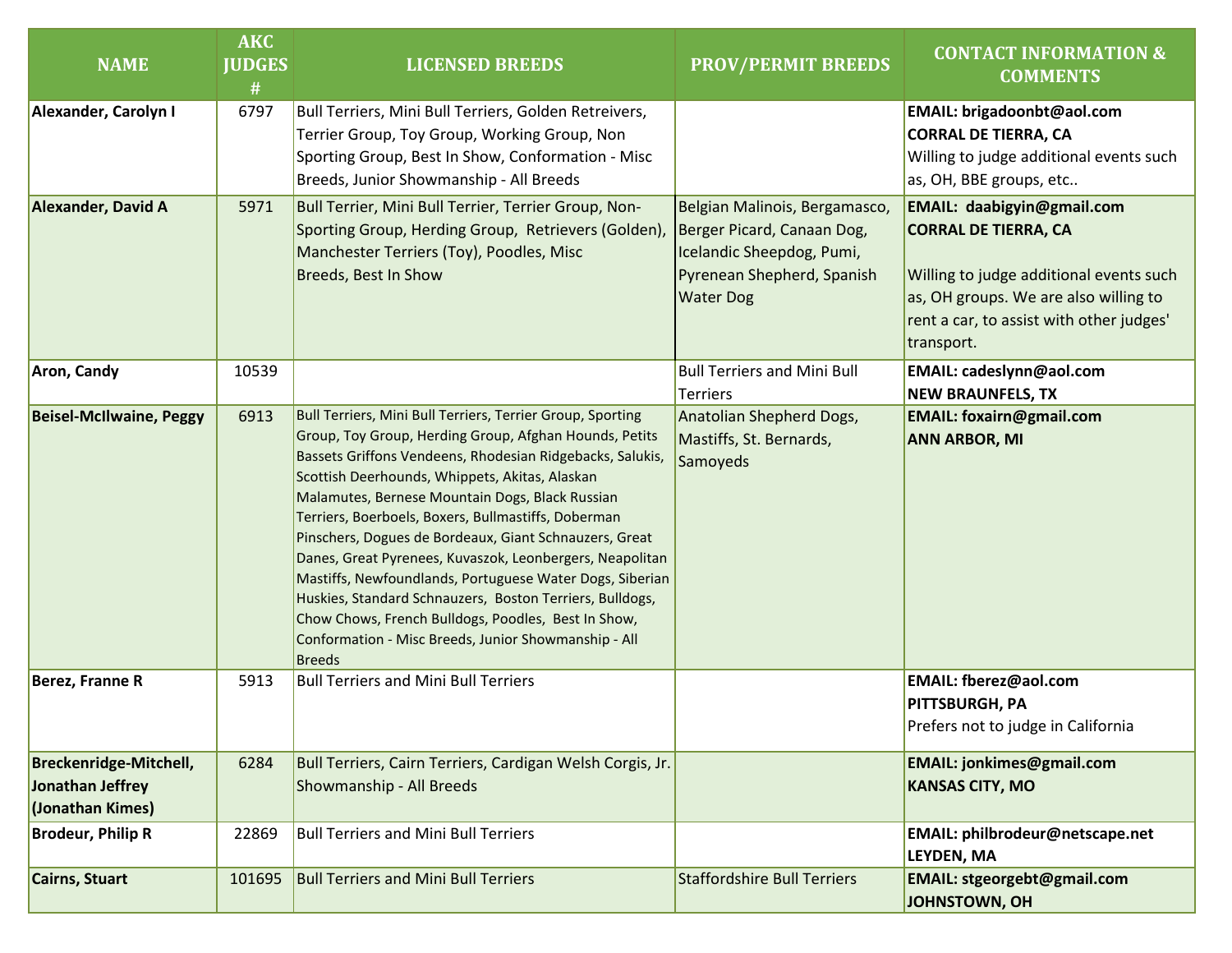| NAME | AKC JUDGES # | LICENSED BREEDS | PROV/PERMIT BREEDS | CONTACT INFORMATION & COMMENTS |
|---|---|---|---|---|
| **Alexander, Carolyn I** | 6797 | Bull Terriers, Mini Bull Terriers, Golden Retreivers, Terrier Group, Toy Group, Working Group, Non Sporting Group, Best In Show, Conformation - Misc Breeds, Junior Showmanship - All Breeds | | **EMAIL: brigadoonbt@aol.com** **CORRAL DE TIERRA, CA** Willing to judge additional events such as, OH, BBE groups, etc.. |
| **Alexander, David A** | 5971 | Bull Terrier, Mini Bull Terrier, Terrier Group, Non-Sporting Group, Herding Group, Retrievers (Golden), Manchester Terriers (Toy), Poodles, Misc Breeds, Best In Show | Belgian Malinois, Bergamasco, Berger Picard, Canaan Dog, Icelandic Sheepdog, Pumi, Pyrenean Shepherd, Spanish Water Dog | **EMAIL: daabigyin@gmail.com** **CORRAL DE TIERRA, CA** Willing to judge additional events such as, OH groups. We are also willing to rent a car, to assist with other judges' transport. |
| **Aron, Candy** | 10539 | | Bull Terriers and Mini Bull Terriers | **EMAIL: cadeslynn@aol.com** **NEW BRAUNFELS, TX** |
| **Beisel-McIlwaine, Peggy** | 6913 | Bull Terriers, Mini Bull Terriers, Terrier Group, Sporting Group, Toy Group, Herding Group, Afghan Hounds, Petits Bassets Griffons Vendeens, Rhodesian Ridgebacks, Salukis, Scottish Deerhounds, Whippets, Akitas, Alaskan Malamutes, Bernese Mountain Dogs, Black Russian Terriers, Boerboels, Boxers, Bullmastiffs, Doberman Pinschers, Dogues de Bordeaux, Giant Schnauzers, Great Danes, Great Pyrenees, Kuvaszok, Leonbergers, Neapolitan Mastiffs, Newfoundlands, Portuguese Water Dogs, Siberian Huskies, Standard Schnauzers, Boston Terriers, Bulldogs, Chow Chows, French Bulldogs, Poodles, Best In Show, Conformation - Misc Breeds, Junior Showmanship - All Breeds | Anatolian Shepherd Dogs, Mastiffs, St. Bernards, Samoyeds | **EMAIL: foxairn@gmail.com** **ANN ARBOR, MI** |
| **Berez, Franne R** | 5913 | Bull Terriers and Mini Bull Terriers | | **EMAIL: fberez@aol.com** **PITTSBURGH, PA** Prefers not to judge in California |
| **Breckenridge-Mitchell, Jonathan Jeffrey (Jonathan Kimes)** | 6284 | Bull Terriers, Cairn Terriers, Cardigan Welsh Corgis, Jr. Showmanship - All Breeds | | **EMAIL: jonkimes@gmail.com** **KANSAS CITY, MO** |
| **Brodeur, Philip R** | 22869 | Bull Terriers and Mini Bull Terriers | | **EMAIL: philbrodeur@netscape.net** **LEYDEN, MA** |
| **Cairns, Stuart** | 101695 | Bull Terriers and Mini Bull Terriers | Staffordshire Bull Terriers | **EMAIL: stgeorgebt@gmail.com** **JOHNSTOWN, OH** |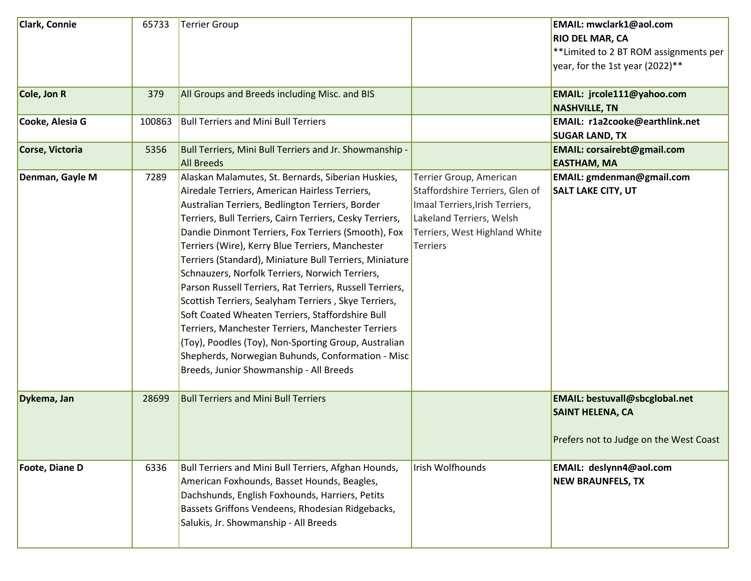| | | | | |
|---|---|---|---|---|
| **Clark, Connie** | 65733 | Terrier Group | | **EMAIL: mwclark1@aol.com**<br>**RIO DEL MAR, CA**<br>**Limited to 2 BT ROM assignments per year, for the 1st year (2022)** |
| **Cole, Jon R** | 379 | All Groups and Breeds including Misc. and BIS | | **EMAIL: jrcole111@yahoo.com**<br>**NASHVILLE, TN** |
| **Cooke, Alesia G** | 100863 | Bull Terriers and Mini Bull Terriers | | **EMAIL: r1a2cooke@earthlink.net**<br>**SUGAR LAND, TX** |
| **Corse, Victoria** | 5356 | Bull Terriers, Mini Bull Terriers and Jr. Showmanship - All Breeds | | **EMAIL: corsairebt@gmail.com**<br>**EASTHAM, MA** |
| **Denman, Gayle M** | 7289 | Alaskan Malamutes, St. Bernards, Siberian Huskies, Airedale Terriers, American Hairless Terriers, Australian Terriers, Bedlington Terriers, Border Terriers, Bull Terriers, Cairn Terriers, Cesky Terriers, Dandie Dinmont Terriers, Fox Terriers (Smooth), Fox Terriers (Wire), Kerry Blue Terriers, Manchester Terriers (Standard), Miniature Bull Terriers, Miniature Schnauzers, Norfolk Terriers, Norwich Terriers, Parson Russell Terriers, Rat Terriers, Russell Terriers, Scottish Terriers, Sealyham Terriers , Skye Terriers, Soft Coated Wheaten Terriers, Staffordshire Bull Terriers, Manchester Terriers, Manchester Terriers (Toy), Poodles (Toy), Non-Sporting Group, Australian Shepherds, Norwegian Buhunds, Conformation - Misc Breeds, Junior Showmanship - All Breeds | Terrier Group, American Staffordshire Terriers, Glen of Imaal Terriers,Irish Terriers, Lakeland Terriers, Welsh Terriers, West Highland White Terriers | **EMAIL: gmdenman@gmail.com**<br>**SALT LAKE CITY, UT** |
| **Dykema, Jan** | 28699 | Bull Terriers and Mini Bull Terriers | | **EMAIL: bestuvall@sbcglobal.net**<br>**SAINT HELENA, CA**<br><br>Prefers not to Judge on the West Coast |
| **Foote, Diane D** | 6336 | Bull Terriers and Mini Bull Terriers, Afghan Hounds, American Foxhounds, Basset Hounds, Beagles, Dachshunds, English Foxhounds, Harriers, Petits Bassets Griffons Vendeens, Rhodesian Ridgebacks, Salukis, Jr. Showmanship - All Breeds | Irish Wolfhounds | **EMAIL: deslynn4@aol.com**<br>**NEW BRAUNFELS, TX** |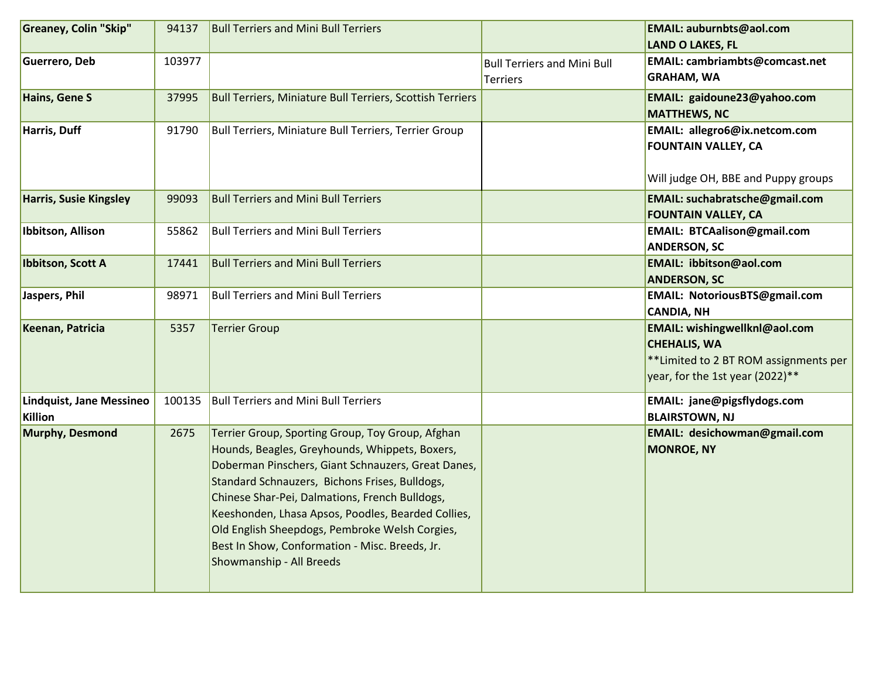| | | | | |
|---|---|---|---|---|
| **Greaney, Colin "Skip"** | 94137 | Bull Terriers and Mini Bull Terriers | | **EMAIL: auburnbts@aol.com LAND O LAKES, FL** |
| **Guerrero, Deb** | 103977 | | Bull Terriers and Mini Bull Terriers | **EMAIL: cambriambts@comcast.net GRAHAM, WA** |
| **Hains, Gene S** | 37995 | Bull Terriers, Miniature Bull Terriers, Scottish Terriers | | **EMAIL: gaidoune23@yahoo.com MATTHEWS, NC** |
| **Harris, Duff** | 91790 | Bull Terriers, Miniature Bull Terriers, Terrier Group | | **EMAIL: allegro6@ix.netcom.com FOUNTAIN VALLEY, CA** Will judge OH, BBE and Puppy groups |
| **Harris, Susie Kingsley** | 99093 | Bull Terriers and Mini Bull Terriers | | **EMAIL: suchabratsche@gmail.com FOUNTAIN VALLEY, CA** |
| **Ibbitson, Allison** | 55862 | Bull Terriers and Mini Bull Terriers | | **EMAIL: BTCAalison@gmail.com ANDERSON, SC** |
| **Ibbitson, Scott A** | 17441 | Bull Terriers and Mini Bull Terriers | | **EMAIL: ibbitson@aol.com ANDERSON, SC** |
| **Jaspers, Phil** | 98971 | Bull Terriers and Mini Bull Terriers | | **EMAIL: NotoriousBTS@gmail.com CANDIA, NH** |
| **Keenan, Patricia** | 5357 | Terrier Group | | **EMAIL: wishingwellknl@aol.com CHEHALIS, WA** **Limited to 2 BT ROM assignments per year, for the 1st year (2022)** |
| **Lindquist, Jane Messineo Killion** | 100135 | Bull Terriers and Mini Bull Terriers | | **EMAIL: jane@pigsflydogs.com BLAIRSTOWN, NJ** |
| **Murphy, Desmond** | 2675 | Terrier Group, Sporting Group, Toy Group, Afghan Hounds, Beagles, Greyhounds, Whippets, Boxers, Doberman Pinschers, Giant Schnauzers, Great Danes, Standard Schnauzers, Bichons Frises, Bulldogs, Chinese Shar-Pei, Dalmations, French Bulldogs, Keeshonden, Lhasa Apsos, Poodles, Bearded Collies, Old English Sheepdogs, Pembroke Welsh Corgies, Best In Show, Conformation - Misc. Breeds, Jr. Showmanship - All Breeds | | **EMAIL: desichowman@gmail.com MONROE, NY** |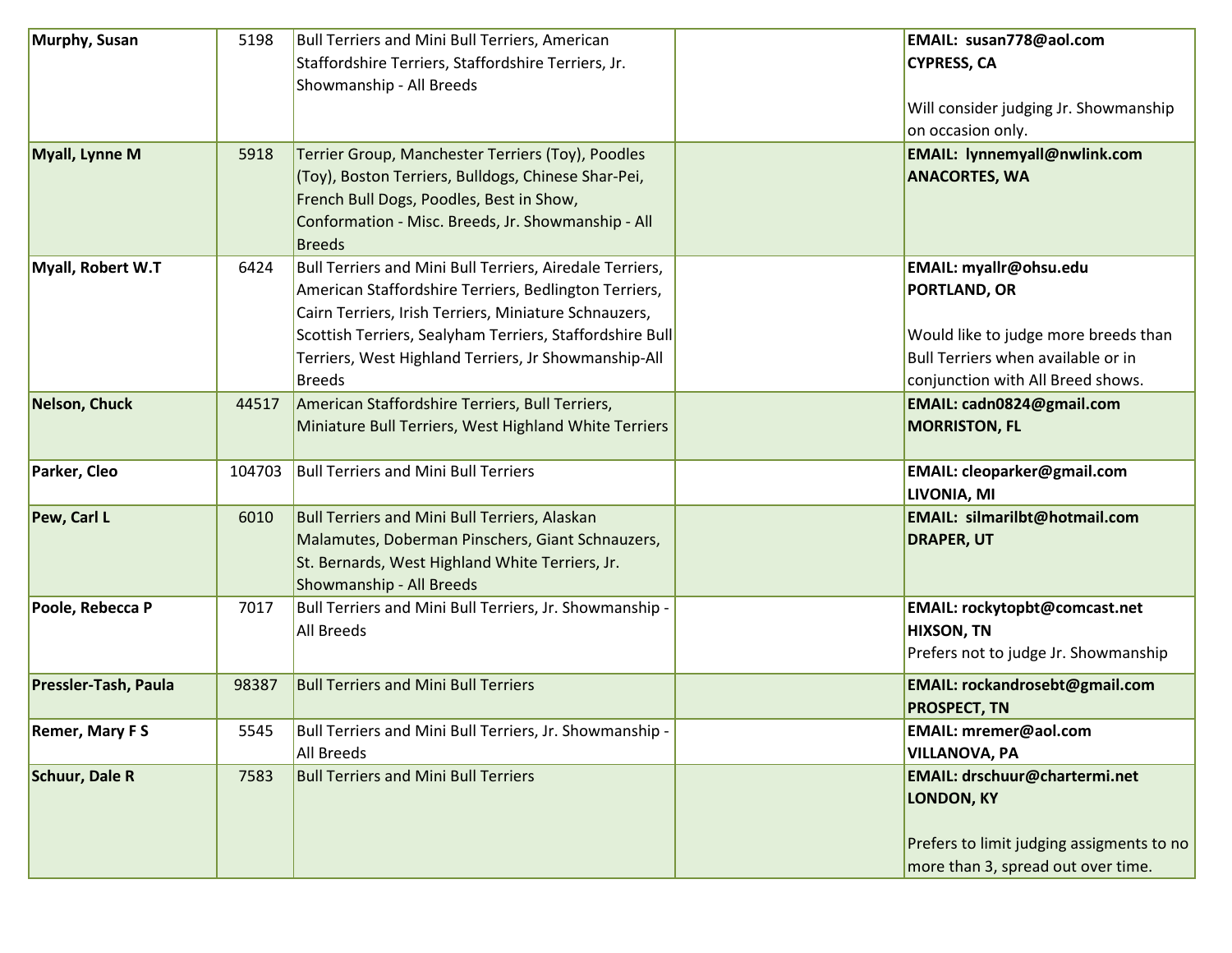| | | | | |
|---|---|---|---|---|
| **Murphy, Susan** | 5198 | Bull Terriers and Mini Bull Terriers, American Staffordshire Terriers, Staffordshire Terriers, Jr. Showmanship - All Breeds | | **EMAIL: susan778@aol.com**<br>**CYPRESS, CA**<br><br>Will consider judging Jr. Showmanship on occasion only. |
| **Myall, Lynne M** | 5918 | Terrier Group, Manchester Terriers (Toy), Poodles (Toy), Boston Terriers, Bulldogs, Chinese Shar-Pei, French Bull Dogs, Poodles, Best in Show, Conformation - Misc. Breeds, Jr. Showmanship - All Breeds | | **EMAIL: lynnemyall@nwlink.com**<br>**ANACORTES, WA** |
| **Myall, Robert W.T** | 6424 | Bull Terriers and Mini Bull Terriers, Airedale Terriers, American Staffordshire Terriers, Bedlington Terriers, Cairn Terriers, Irish Terriers, Miniature Schnauzers, Scottish Terriers, Sealyham Terriers, Staffordshire Bull Terriers, West Highland Terriers, Jr Showmanship-All Breeds | | **EMAIL: myallr@ohsu.edu**<br>**PORTLAND, OR**<br><br>Would like to judge more breeds than Bull Terriers when available or in conjunction with All Breed shows. |
| **Nelson, Chuck** | 44517 | American Staffordshire Terriers, Bull Terriers, Miniature Bull Terriers, West Highland White Terriers | | **EMAIL: cadn0824@gmail.com**<br>**MORRISTON, FL** |
| **Parker, Cleo** | 104703 | Bull Terriers and Mini Bull Terriers | | **EMAIL: cleoparker@gmail.com**<br>**LIVONIA, MI** |
| **Pew, Carl L** | 6010 | Bull Terriers and Mini Bull Terriers, Alaskan Malamutes, Doberman Pinschers, Giant Schnauzers, St. Bernards, West Highland White Terriers, Jr. Showmanship - All Breeds | | **EMAIL: silmarilbt@hotmail.com**<br>**DRAPER, UT** |
| **Poole, Rebecca P** | 7017 | Bull Terriers and Mini Bull Terriers, Jr. Showmanship - All Breeds | | **EMAIL: rockytopbt@comcast.net**<br>**HIXSON, TN**<br>Prefers not to judge Jr. Showmanship |
| **Pressler-Tash, Paula** | 98387 | Bull Terriers and Mini Bull Terriers | | **EMAIL: rockandrosebt@gmail.com**<br>**PROSPECT, TN** |
| **Remer, Mary F S** | 5545 | Bull Terriers and Mini Bull Terriers, Jr. Showmanship - All Breeds | | **EMAIL: mremer@aol.com**<br>**VILLANOVA, PA** |
| **Schuur, Dale R** | 7583 | Bull Terriers and Mini Bull Terriers | | **EMAIL: drschuur@chartermi.net**<br>**LONDON, KY**<br><br>Prefers to limit judging assigments to no more than 3, spread out over time. |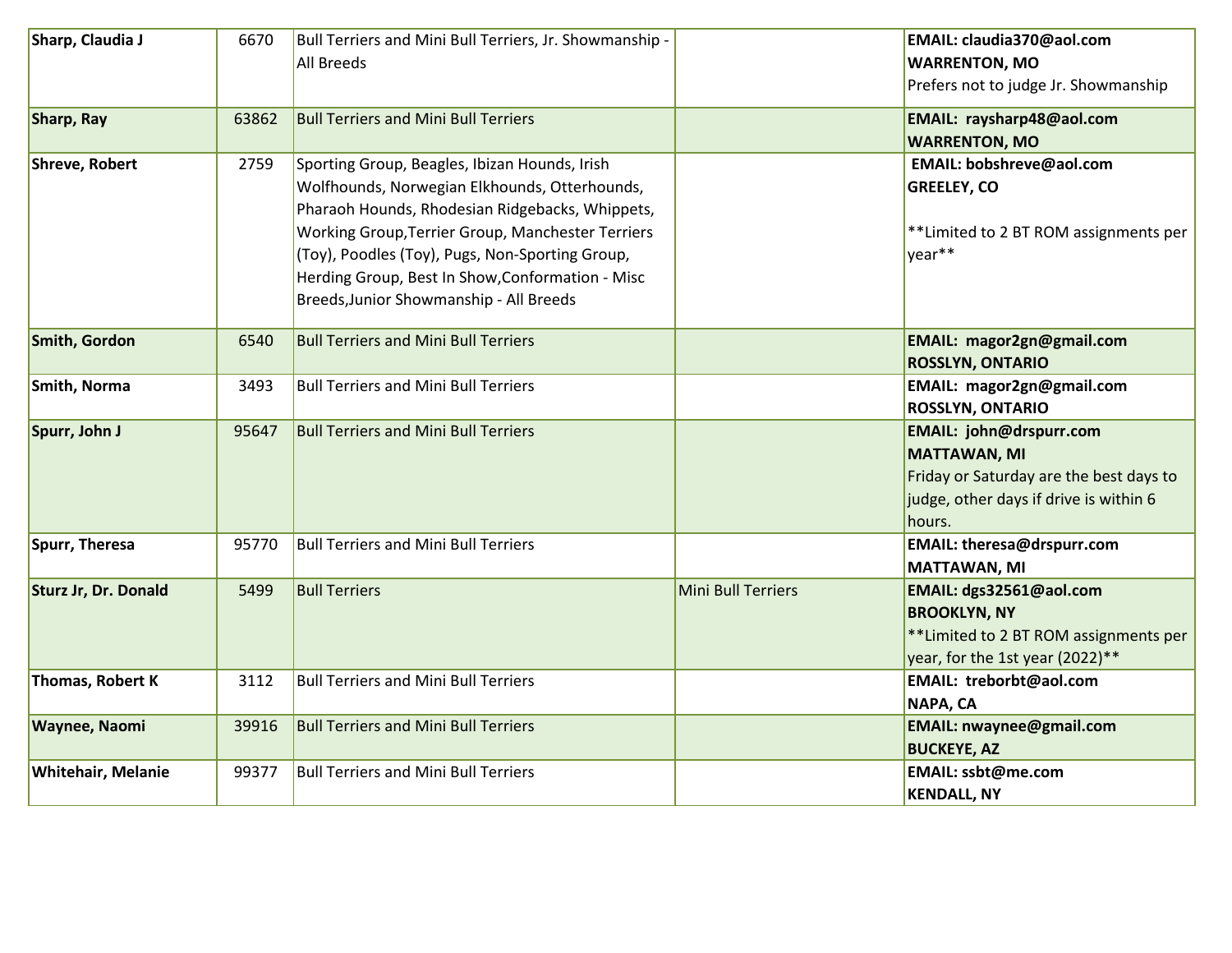| | | | | |
|---|---|---|---|---|
| **Sharp, Claudia J** | 6670 | Bull Terriers and Mini Bull Terriers, Jr. Showmanship - All Breeds | | **EMAIL: claudia370@aol.com** **WARRENTON, MO** Prefers not to judge Jr. Showmanship |
| **Sharp, Ray** | 63862 | Bull Terriers and Mini Bull Terriers | | **EMAIL: raysharp48@aol.com** **WARRENTON, MO** |
| **Shreve, Robert** | 2759 | Sporting Group, Beagles, Ibizan Hounds, Irish Wolfhounds, Norwegian Elkhounds, Otterhounds, Pharaoh Hounds, Rhodesian Ridgebacks, Whippets, Working Group,Terrier Group, Manchester Terriers (Toy), Poodles (Toy), Pugs, Non-Sporting Group, Herding Group, Best In Show,Conformation - Misc Breeds,Junior Showmanship - All Breeds | | **EMAIL: bobshreve@aol.com** **GREELEY, CO** **Limited to 2 BT ROM assignments per year** |
| **Smith, Gordon** | 6540 | Bull Terriers and Mini Bull Terriers | | **EMAIL: magor2gn@gmail.com** **ROSSLYN, ONTARIO** |
| **Smith, Norma** | 3493 | Bull Terriers and Mini Bull Terriers | | **EMAIL: magor2gn@gmail.com** **ROSSLYN, ONTARIO** |
| **Spurr, John J** | 95647 | Bull Terriers and Mini Bull Terriers | | **EMAIL: john@drspurr.com** **MATTAWAN, MI** Friday or Saturday are the best days to judge, other days if drive is within 6 hours. |
| **Spurr, Theresa** | 95770 | Bull Terriers and Mini Bull Terriers | | **EMAIL: theresa@drspurr.com** **MATTAWAN, MI** |
| **Sturz Jr, Dr. Donald** | 5499 | Bull Terriers | Mini Bull Terriers | **EMAIL: dgs32561@aol.com** **BROOKLYN, NY** **Limited to 2 BT ROM assignments per year, for the 1st year (2022)** |
| **Thomas, Robert K** | 3112 | Bull Terriers and Mini Bull Terriers | | **EMAIL: treborbt@aol.com** **NAPA, CA** |
| **Waynee, Naomi** | 39916 | Bull Terriers and Mini Bull Terriers | | **EMAIL: nwaynee@gmail.com** **BUCKEYE, AZ** |
| **Whitehair, Melanie** | 99377 | Bull Terriers and Mini Bull Terriers | | **EMAIL: ssbt@me.com** **KENDALL, NY** |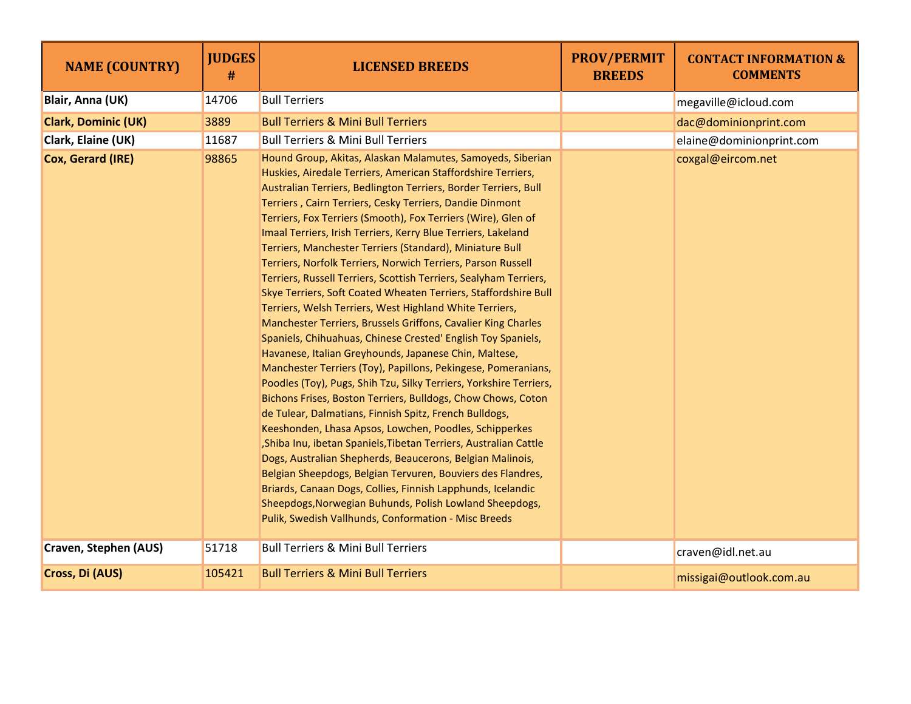| NAME (COUNTRY) | JUDGES # | LICENSED BREEDS | PROV/PERMIT BREEDS | CONTACT INFORMATION & COMMENTS |
|---|---|---|---|---|
| **Blair, Anna (UK)** | 14706 | Bull Terriers | | megaville@icloud.com |
| **Clark, Dominic (UK)** | 3889 | Bull Terriers & Mini Bull Terriers | | dac@dominionprint.com |
| **Clark, Elaine (UK)** | 11687 | Bull Terriers & Mini Bull Terriers | | elaine@dominionprint.com |
| **Cox, Gerard (IRE)** | 98865 | Hound Group, Akitas, Alaskan Malamutes, Samoyeds, Siberian Huskies, Airedale Terriers, American Staffordshire Terriers, Australian Terriers, Bedlington Terriers, Border Terriers, Bull Terriers , Cairn Terriers, Cesky Terriers, Dandie Dinmont Terriers, Fox Terriers (Smooth), Fox Terriers (Wire), Glen of Imaal Terriers, Irish Terriers, Kerry Blue Terriers, Lakeland Terriers, Manchester Terriers (Standard), Miniature Bull Terriers, Norfolk Terriers, Norwich Terriers, Parson Russell Terriers, Russell Terriers, Scottish Terriers, Sealyham Terriers, Skye Terriers, Soft Coated Wheaten Terriers, Staffordshire Bull Terriers, Welsh Terriers, West Highland White Terriers, Manchester Terriers, Brussels Griffons, Cavalier King Charles Spaniels, Chihuahuas, Chinese Crested' English Toy Spaniels, Havanese, Italian Greyhounds, Japanese Chin, Maltese, Manchester Terriers (Toy), Papillons, Pekingese, Pomeranians, Poodles (Toy), Pugs, Shih Tzu, Silky Terriers, Yorkshire Terriers, Bichons Frises, Boston Terriers, Bulldogs, Chow Chows, Coton de Tulear, Dalmatians, Finnish Spitz, French Bulldogs, Keeshonden, Lhasa Apsos, Lowchen, Poodles, Schipperkes ,Shiba Inu, ibetan Spaniels,Tibetan Terriers, Australian Cattle Dogs, Australian Shepherds, Beaucerons, Belgian Malinois, Belgian Sheepdogs, Belgian Tervuren, Bouviers des Flandres, Briards, Canaan Dogs, Collies, Finnish Lapphunds, Icelandic Sheepdogs,Norwegian Buhunds, Polish Lowland Sheepdogs, Pulik, Swedish Vallhunds, Conformation - Misc Breeds | | coxgal@eircom.net |
| **Craven, Stephen (AUS)** | 51718 | Bull Terriers & Mini Bull Terriers | | craven@idl.net.au |
| **Cross, Di (AUS)** | 105421 | Bull Terriers & Mini Bull Terriers | | missigai@outlook.com.au |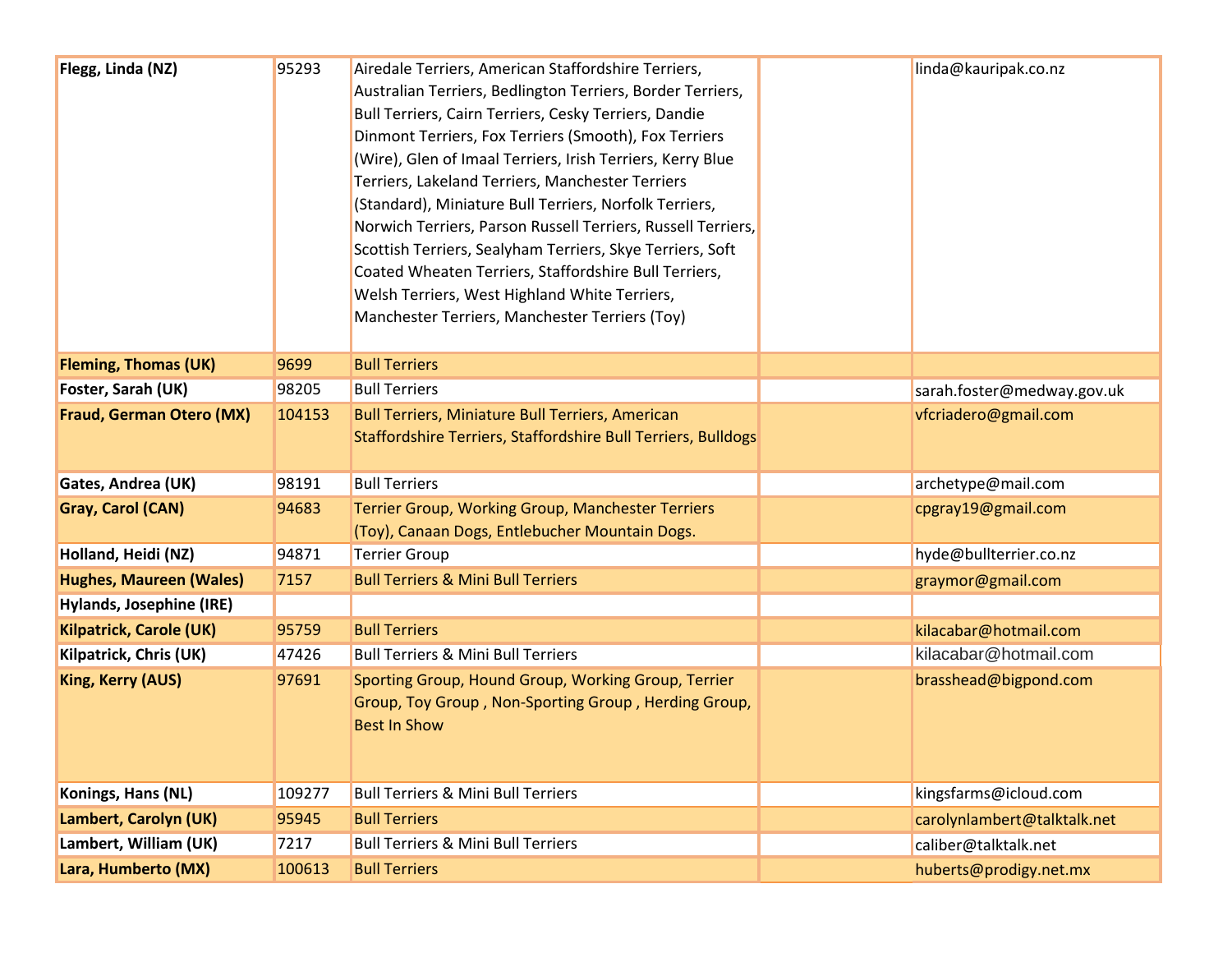| | | | | |
|---|---|---|---|---|
| **Flegg, Linda (NZ)** | 95293 | Airedale Terriers, American Staffordshire Terriers, Australian Terriers, Bedlington Terriers, Border Terriers, Bull Terriers, Cairn Terriers, Cesky Terriers, Dandie Dinmont Terriers, Fox Terriers (Smooth), Fox Terriers (Wire), Glen of Imaal Terriers, Irish Terriers, Kerry Blue Terriers, Lakeland Terriers, Manchester Terriers (Standard), Miniature Bull Terriers, Norfolk Terriers, Norwich Terriers, Parson Russell Terriers, Russell Terriers, Scottish Terriers, Sealyham Terriers, Skye Terriers, Soft Coated Wheaten Terriers, Staffordshire Bull Terriers, Welsh Terriers, West Highland White Terriers, Manchester Terriers, Manchester Terriers (Toy) | | linda@kauripak.co.nz |
| **Fleming, Thomas (UK)** | 9699 | Bull Terriers | | |
| **Foster, Sarah (UK)** | 98205 | Bull Terriers | | sarah.foster@medway.gov.uk |
| **Fraud, German Otero (MX)** | 104153 | Bull Terriers, Miniature Bull Terriers, American Staffordshire Terriers, Staffordshire Bull Terriers, Bulldogs | | vfcriadero@gmail.com |
| **Gates, Andrea (UK)** | 98191 | Bull Terriers | | archetype@mail.com |
| **Gray, Carol (CAN)** | 94683 | Terrier Group, Working Group, Manchester Terriers (Toy), Canaan Dogs, Entlebucher Mountain Dogs. | | cpgray19@gmail.com |
| **Holland, Heidi (NZ)** | 94871 | Terrier Group | | hyde@bullterrier.co.nz |
| **Hughes, Maureen (Wales)** | 7157 | Bull Terriers & Mini Bull Terriers | | graymor@gmail.com |
| **Hylands, Josephine (IRE)** | | | | |
| **Kilpatrick, Carole (UK)** | 95759 | Bull Terriers | | kilacabar@hotmail.com |
| **Kilpatrick, Chris (UK)** | 47426 | Bull Terriers & Mini Bull Terriers | | kilacabar@hotmail.com |
| **King, Kerry (AUS)** | 97691 | Sporting Group, Hound Group, Working Group, Terrier Group, Toy Group , Non-Sporting Group , Herding Group, Best In Show | | brasshead@bigpond.com |
| **Konings, Hans (NL)** | 109277 | Bull Terriers & Mini Bull Terriers | | kingsfarms@icloud.com |
| **Lambert, Carolyn (UK)** | 95945 | Bull Terriers | | carolynlambert@talktalk.net |
| **Lambert, William (UK)** | 7217 | Bull Terriers & Mini Bull Terriers | | caliber@talktalk.net |
| **Lara, Humberto (MX)** | 100613 | Bull Terriers | | huberts@prodigy.net.mx |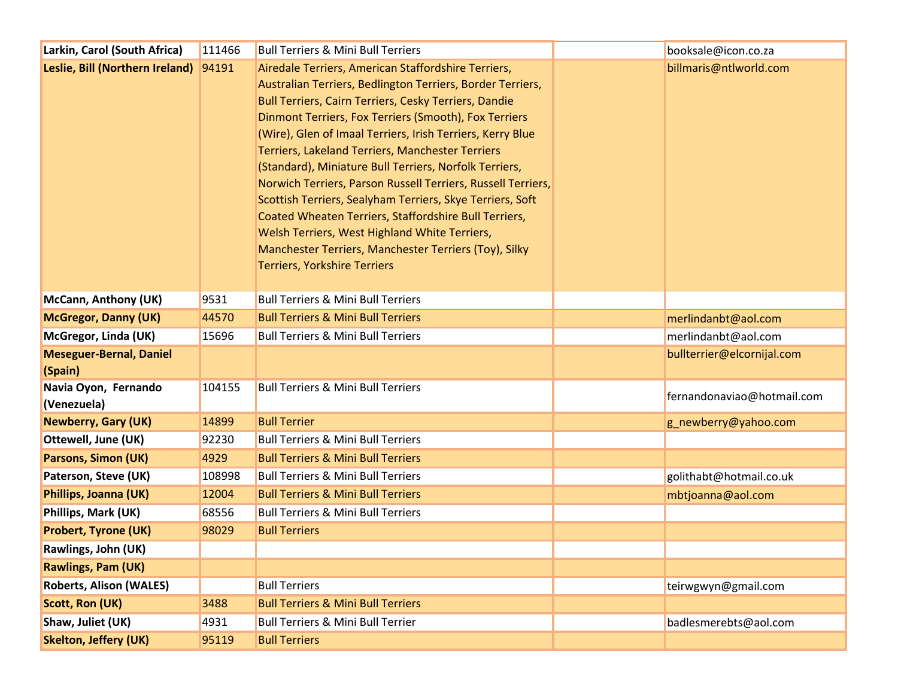| Larkin, Carol (South Africa) | 111466 | Bull Terriers & Mini Bull Terriers | | booksale@icon.co.za |
|---|---|---|---|---|
| Leslie, Bill (Northern Ireland) | 94191 | Airedale Terriers, American Staffordshire Terriers, Australian Terriers, Bedlington Terriers, Border Terriers, Bull Terriers, Cairn Terriers, Cesky Terriers, Dandie Dinmont Terriers, Fox Terriers (Smooth), Fox Terriers (Wire), Glen of Imaal Terriers, Irish Terriers, Kerry Blue Terriers, Lakeland Terriers, Manchester Terriers (Standard), Miniature Bull Terriers, Norfolk Terriers, Norwich Terriers, Parson Russell Terriers, Russell Terriers, Scottish Terriers, Sealyham Terriers, Skye Terriers, Soft Coated Wheaten Terriers, Staffordshire Bull Terriers, Welsh Terriers, West Highland White Terriers, Manchester Terriers, Manchester Terriers (Toy), Silky Terriers, Yorkshire Terriers | | billmaris@ntlworld.com |
| McCann, Anthony (UK) | 9531 | Bull Terriers & Mini Bull Terriers | | |
| McGregor, Danny (UK) | 44570 | Bull Terriers & Mini Bull Terriers | | merlindanbt@aol.com |
| McGregor, Linda (UK) | 15696 | Bull Terriers & Mini Bull Terriers | | merlindanbt@aol.com |
| Meseguer-Bernal, Daniel (Spain) | | | | bullterrier@elcornijal.com |
| Navia Oyon, Fernando (Venezuela) | 104155 | Bull Terriers & Mini Bull Terriers | | fernandonaviao@hotmail.com |
| Newberry, Gary (UK) | 14899 | Bull Terrier | | g_newberry@yahoo.com |
| Ottewell, June (UK) | 92230 | Bull Terriers & Mini Bull Terriers | | |
| Parsons, Simon (UK) | 4929 | Bull Terriers & Mini Bull Terriers | | |
| Paterson, Steve (UK) | 108998 | Bull Terriers & Mini Bull Terriers | | golithabt@hotmail.co.uk |
| Phillips, Joanna (UK) | 12004 | Bull Terriers & Mini Bull Terriers | | mbtjoanna@aol.com |
| Phillips, Mark (UK) | 68556 | Bull Terriers & Mini Bull Terriers | | |
| Probert, Tyrone (UK) | 98029 | Bull Terriers | | |
| Rawlings, John (UK) | | | | |
| Rawlings, Pam (UK) | | | | |
| Roberts, Alison (WALES) | | Bull Terriers | | teirwgwyn@gmail.com |
| Scott, Ron (UK) | 3488 | Bull Terriers & Mini Bull Terriers | | |
| Shaw, Juliet (UK) | 4931 | Bull Terriers & Mini Bull Terrier | | badlesmerebts@aol.com |
| Skelton, Jeffery (UK) | 95119 | Bull Terriers | | |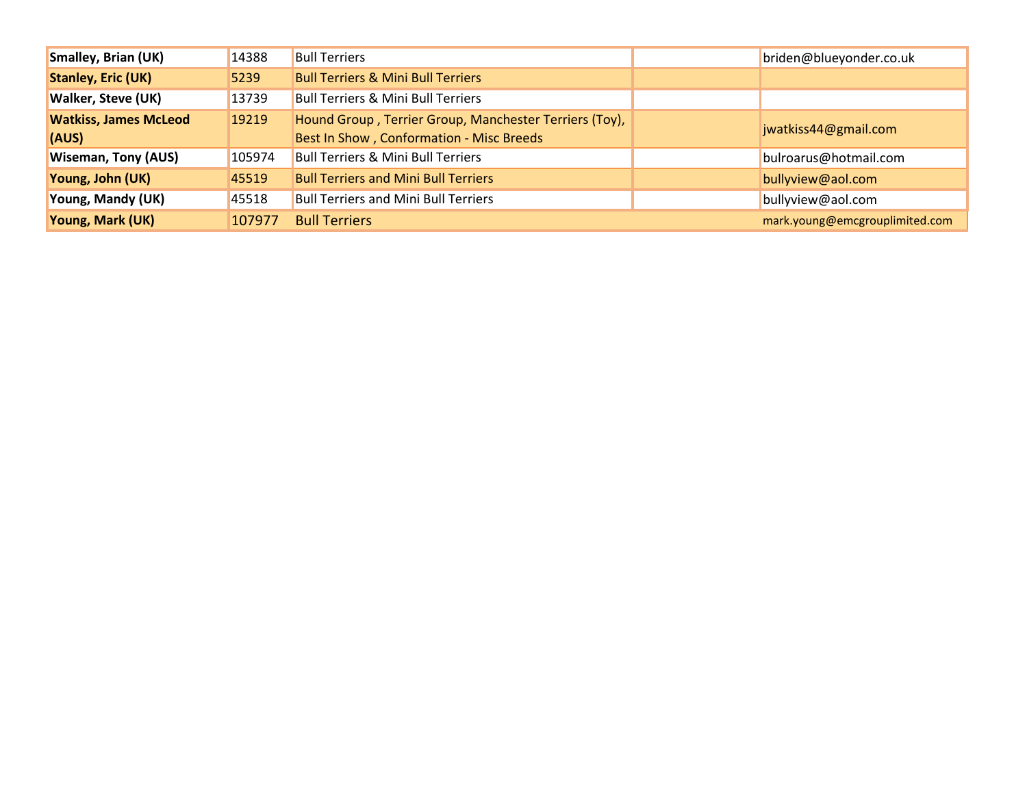| | | | | |
|---|---|---|---|---|
| **Smalley, Brian (UK)** | 14388 | Bull Terriers | | briden@blueyonder.co.uk |
| **Stanley, Eric (UK)** | 5239 | Bull Terriers & Mini Bull Terriers | | |
| **Walker, Steve (UK)** | 13739 | Bull Terriers & Mini Bull Terriers | | |
| **Watkiss, James McLeod (AUS)** | 19219 | Hound Group , Terrier Group, Manchester Terriers (Toy), Best In Show , Conformation - Misc Breeds | | jwatkiss44@gmail.com |
| **Wiseman, Tony (AUS)** | 105974 | Bull Terriers & Mini Bull Terriers | | bulroarus@hotmail.com |
| **Young, John (UK)** | 45519 | Bull Terriers and Mini Bull Terriers | | bullyview@aol.com |
| **Young, Mandy (UK)** | 45518 | Bull Terriers and Mini Bull Terriers | | bullyview@aol.com |
| **Young, Mark (UK)** | 107977 | Bull Terriers | | mark.young@emcgrouplimited.com |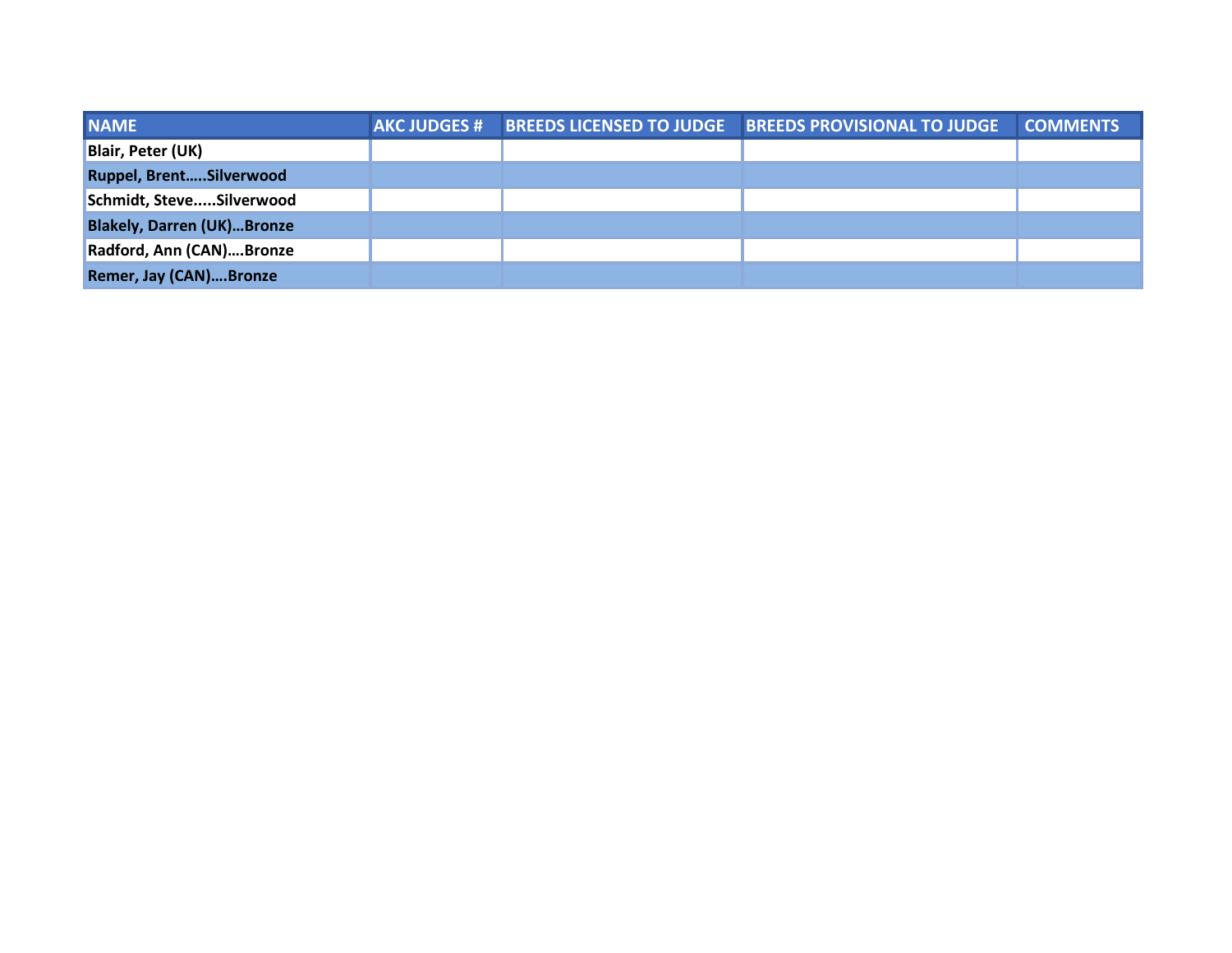| NAME | AKC JUDGES # | BREEDS LICENSED TO JUDGE | BREEDS PROVISIONAL TO JUDGE | COMMENTS |
| --- | --- | --- | --- | --- |
| **Blair, Peter (UK)** | | | | |
| **Ruppel, Brent.....Silverwood** | | | | |
| **Schmidt, Steve.....Silverwood** | | | | |
| **Blakely, Darren (UK)...Bronze** | | | | |
| **Radford, Ann (CAN)....Bronze** | | | | |
| **Remer, Jay (CAN)....Bronze** | | | | |